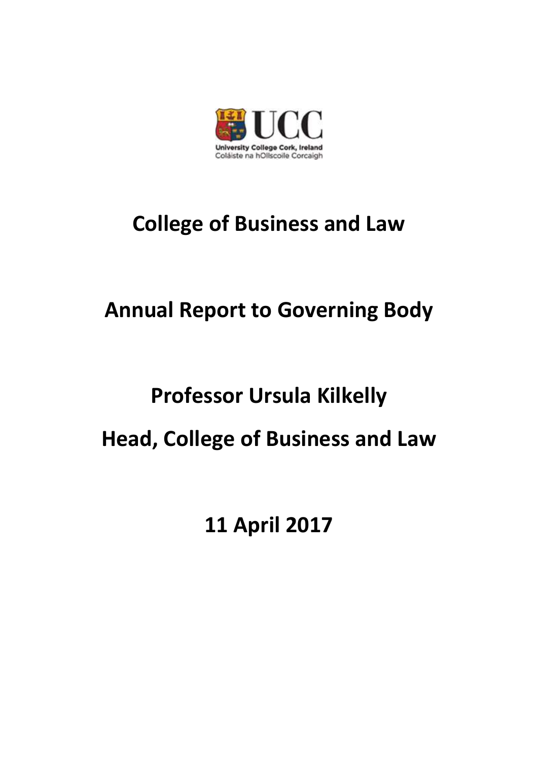University College Cork, Ireland
Coláiste na hOllscoile Corcaigh

# College of Business and Law

# Annual Report to Governing Body

# Professor Ursula Kilkelly

# Head, College of Business and Law

# 11 April 2017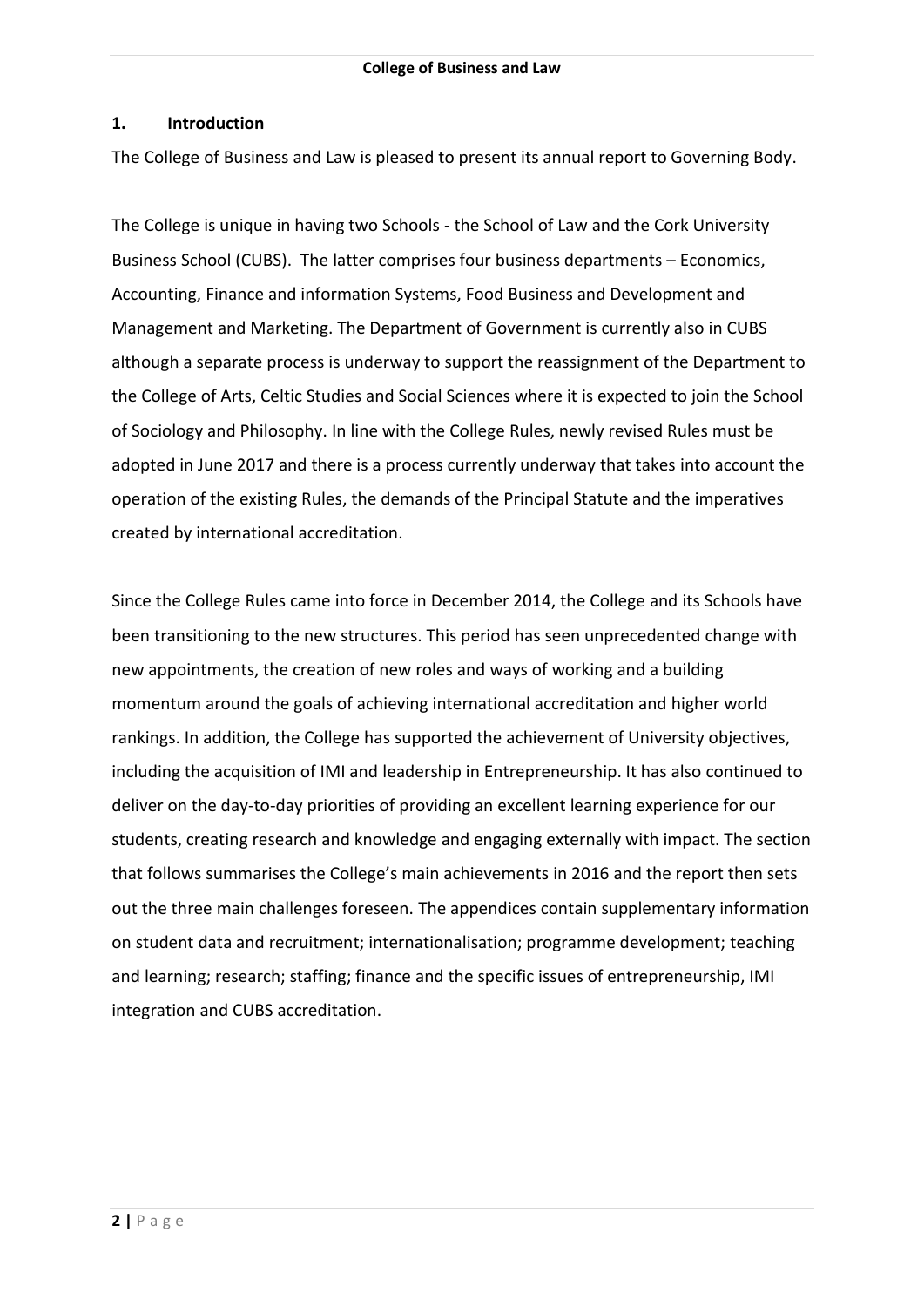## 1. Introduction

The College of Business and Law is pleased to present its annual report to Governing Body.

The College is unique in having two Schools - the School of Law and the Cork University Business School (CUBS). The latter comprises four business departments – Economics, Accounting, Finance and information Systems, Food Business and Development and Management and Marketing. The Department of Government is currently also in CUBS although a separate process is underway to support the reassignment of the Department to the College of Arts, Celtic Studies and Social Sciences where it is expected to join the School of Sociology and Philosophy. In line with the College Rules, newly revised Rules must be adopted in June 2017 and there is a process currently underway that takes into account the operation of the existing Rules, the demands of the Principal Statute and the imperatives created by international accreditation.

Since the College Rules came into force in December 2014, the College and its Schools have been transitioning to the new structures. This period has seen unprecedented change with new appointments, the creation of new roles and ways of working and a building momentum around the goals of achieving international accreditation and higher world rankings. In addition, the College has supported the achievement of University objectives, including the acquisition of IMI and leadership in Entrepreneurship. It has also continued to deliver on the day-to-day priorities of providing an excellent learning experience for our students, creating research and knowledge and engaging externally with impact. The section that follows summarises the College's main achievements in 2016 and the report then sets out the three main challenges foreseen. The appendices contain supplementary information on student data and recruitment; internationalisation; programme development; teaching and learning; research; staffing; finance and the specific issues of entrepreneurship, IMI integration and CUBS accreditation.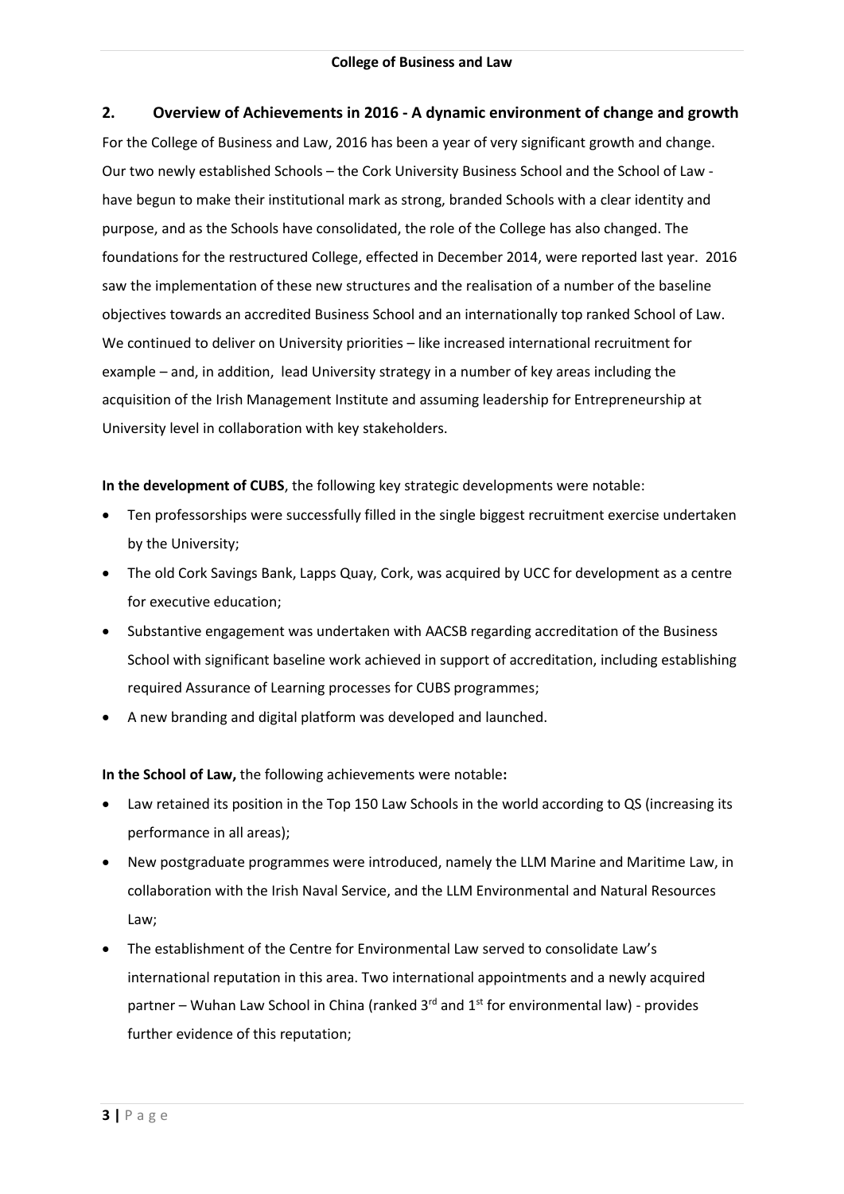## 2. Overview of Achievements in 2016 - A dynamic environment of change and growth

For the College of Business and Law, 2016 has been a year of very significant growth and change. Our two newly established Schools – the Cork University Business School and the School of Law - have begun to make their institutional mark as strong, branded Schools with a clear identity and purpose, and as the Schools have consolidated, the role of the College has also changed. The foundations for the restructured College, effected in December 2014, were reported last year. 2016 saw the implementation of these new structures and the realisation of a number of the baseline objectives towards an accredited Business School and an internationally top ranked School of Law. We continued to deliver on University priorities – like increased international recruitment for example – and, in addition, lead University strategy in a number of key areas including the acquisition of the Irish Management Institute and assuming leadership for Entrepreneurship at University level in collaboration with key stakeholders.

**In the development of CUBS**, the following key strategic developments were notable:

- Ten professorships were successfully filled in the single biggest recruitment exercise undertaken by the University;
- The old Cork Savings Bank, Lapps Quay, Cork, was acquired by UCC for development as a centre for executive education;
- Substantive engagement was undertaken with AACSB regarding accreditation of the Business School with significant baseline work achieved in support of accreditation, including establishing required Assurance of Learning processes for CUBS programmes;
- A new branding and digital platform was developed and launched.

**In the School of Law,** the following achievements were notable**:**

- Law retained its position in the Top 150 Law Schools in the world according to QS (increasing its performance in all areas);
- New postgraduate programmes were introduced, namely the LLM Marine and Maritime Law, in collaboration with the Irish Naval Service, and the LLM Environmental and Natural Resources Law;
- The establishment of the Centre for Environmental Law served to consolidate Law's international reputation in this area. Two international appointments and a newly acquired partner – Wuhan Law School in China (ranked 3rd and 1st for environmental law) - provides further evidence of this reputation;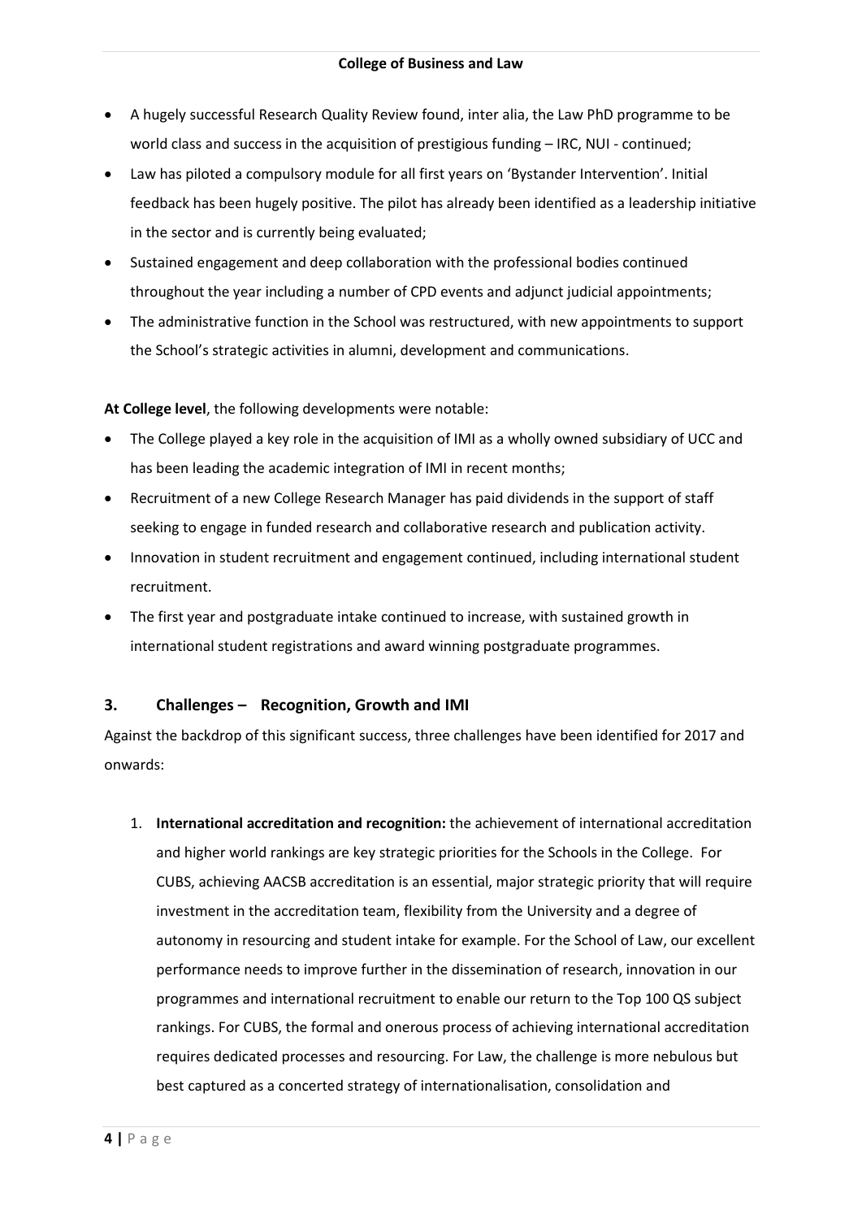- A hugely successful Research Quality Review found, inter alia, the Law PhD programme to be world class and success in the acquisition of prestigious funding – IRC, NUI - continued;
- Law has piloted a compulsory module for all first years on 'Bystander Intervention'. Initial feedback has been hugely positive. The pilot has already been identified as a leadership initiative in the sector and is currently being evaluated;
- Sustained engagement and deep collaboration with the professional bodies continued throughout the year including a number of CPD events and adjunct judicial appointments;
- The administrative function in the School was restructured, with new appointments to support the School's strategic activities in alumni, development and communications.

**At College level**, the following developments were notable:

- The College played a key role in the acquisition of IMI as a wholly owned subsidiary of UCC and has been leading the academic integration of IMI in recent months;
- Recruitment of a new College Research Manager has paid dividends in the support of staff seeking to engage in funded research and collaborative research and publication activity.
- Innovation in student recruitment and engagement continued, including international student recruitment.
- The first year and postgraduate intake continued to increase, with sustained growth in international student registrations and award winning postgraduate programmes.

## 3. Challenges – Recognition, Growth and IMI

Against the backdrop of this significant success, three challenges have been identified for 2017 and onwards:

1. **International accreditation and recognition:** the achievement of international accreditation and higher world rankings are key strategic priorities for the Schools in the College. For CUBS, achieving AACSB accreditation is an essential, major strategic priority that will require investment in the accreditation team, flexibility from the University and a degree of autonomy in resourcing and student intake for example. For the School of Law, our excellent performance needs to improve further in the dissemination of research, innovation in our programmes and international recruitment to enable our return to the Top 100 QS subject rankings. For CUBS, the formal and onerous process of achieving international accreditation requires dedicated processes and resourcing. For Law, the challenge is more nebulous but best captured as a concerted strategy of internationalisation, consolidation and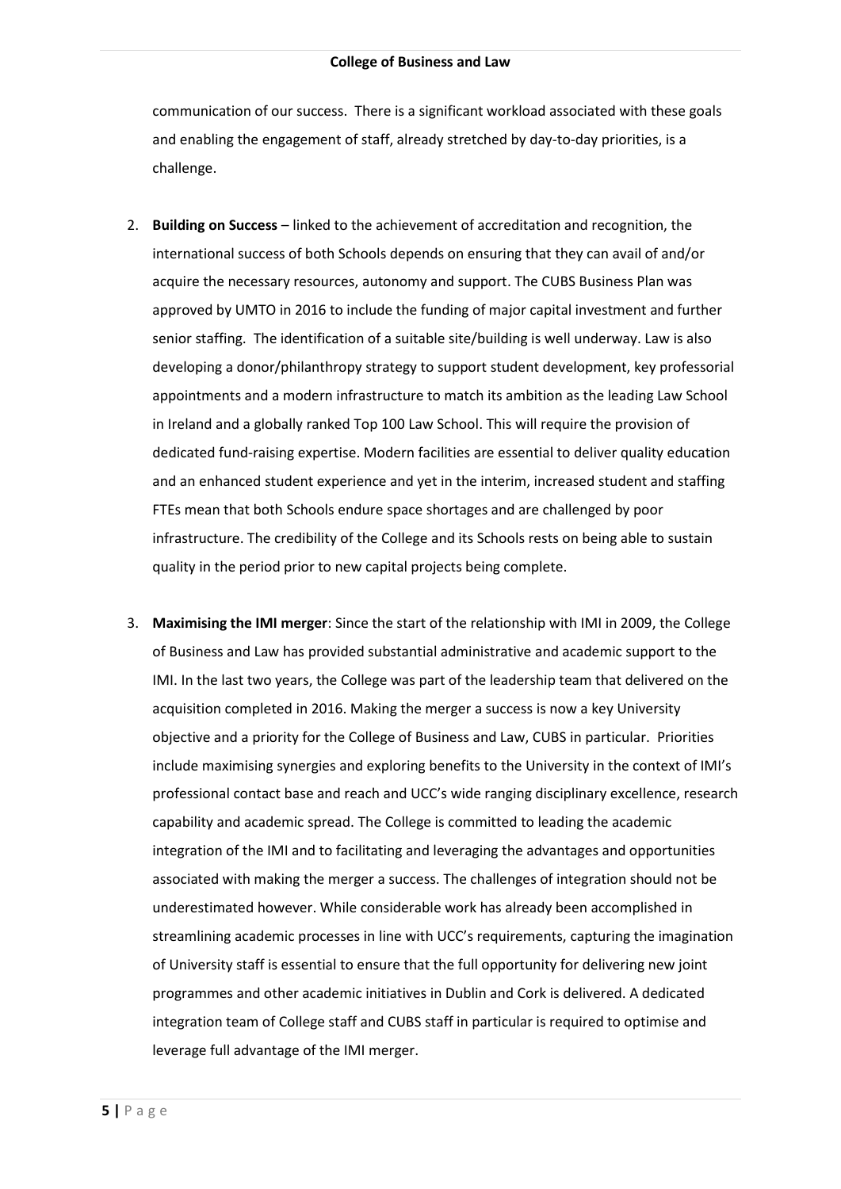communication of our success. There is a significant workload associated with these goals and enabling the engagement of staff, already stretched by day-to-day priorities, is a challenge.

2. **Building on Success** – linked to the achievement of accreditation and recognition, the international success of both Schools depends on ensuring that they can avail of and/or acquire the necessary resources, autonomy and support. The CUBS Business Plan was approved by UMTO in 2016 to include the funding of major capital investment and further senior staffing. The identification of a suitable site/building is well underway. Law is also developing a donor/philanthropy strategy to support student development, key professorial appointments and a modern infrastructure to match its ambition as the leading Law School in Ireland and a globally ranked Top 100 Law School. This will require the provision of dedicated fund-raising expertise. Modern facilities are essential to deliver quality education and an enhanced student experience and yet in the interim, increased student and staffing FTEs mean that both Schools endure space shortages and are challenged by poor infrastructure. The credibility of the College and its Schools rests on being able to sustain quality in the period prior to new capital projects being complete.

3. **Maximising the IMI merger**: Since the start of the relationship with IMI in 2009, the College of Business and Law has provided substantial administrative and academic support to the IMI. In the last two years, the College was part of the leadership team that delivered on the acquisition completed in 2016. Making the merger a success is now a key University objective and a priority for the College of Business and Law, CUBS in particular. Priorities include maximising synergies and exploring benefits to the University in the context of IMI's professional contact base and reach and UCC's wide ranging disciplinary excellence, research capability and academic spread. The College is committed to leading the academic integration of the IMI and to facilitating and leveraging the advantages and opportunities associated with making the merger a success. The challenges of integration should not be underestimated however. While considerable work has already been accomplished in streamlining academic processes in line with UCC's requirements, capturing the imagination of University staff is essential to ensure that the full opportunity for delivering new joint programmes and other academic initiatives in Dublin and Cork is delivered. A dedicated integration team of College staff and CUBS staff in particular is required to optimise and leverage full advantage of the IMI merger.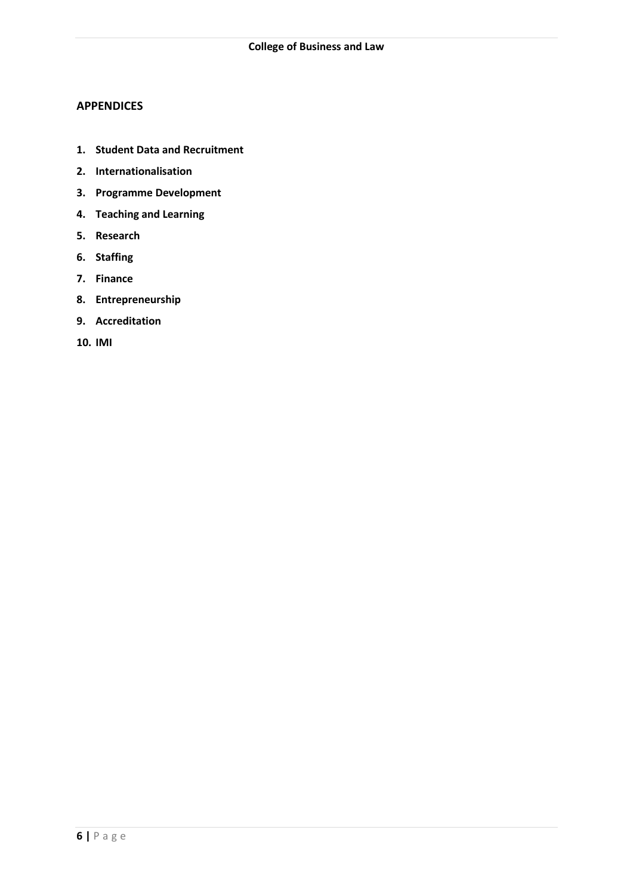## APPENDICES

1. **Student Data and Recruitment**
2. **Internationalisation**
3. **Programme Development**
4. **Teaching and Learning**
5. **Research**
6. **Staffing**
7. **Finance**
8. **Entrepreneurship**
9. **Accreditation**
10. **IMI**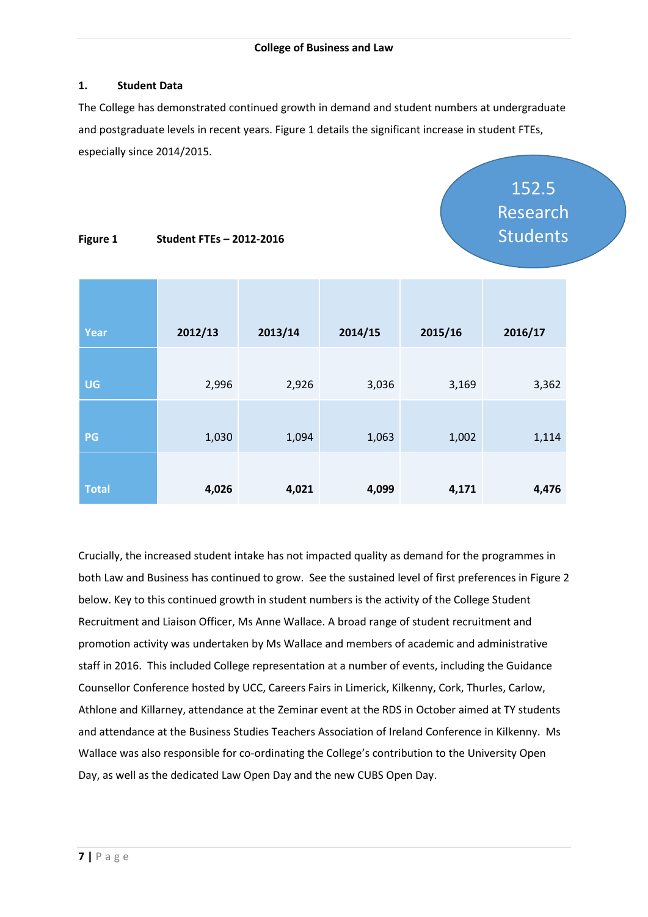College of Business and Law

## 1. Student Data

The College has demonstrated continued growth in demand and student numbers at undergraduate and postgraduate levels in recent years. Figure 1 details the significant increase in student FTEs, especially since 2014/2015.

152.5 Research Students

**Figure 1 Student FTEs – 2012-2016**

| Year | 2012/13 | 2013/14 | 2014/15 | 2015/16 | 2016/17 |
|---|---|---|---|---|---|
| UG | 2,996 | 2,926 | 3,036 | 3,169 | 3,362 |
| PG | 1,030 | 1,094 | 1,063 | 1,002 | 1,114 |
| Total | **4,026** | **4,021** | **4,099** | **4,171** | **4,476** |

Crucially, the increased student intake has not impacted quality as demand for the programmes in both Law and Business has continued to grow. See the sustained level of first preferences in Figure 2 below. Key to this continued growth in student numbers is the activity of the College Student Recruitment and Liaison Officer, Ms Anne Wallace. A broad range of student recruitment and promotion activity was undertaken by Ms Wallace and members of academic and administrative staff in 2016. This included College representation at a number of events, including the Guidance Counsellor Conference hosted by UCC, Careers Fairs in Limerick, Kilkenny, Cork, Thurles, Carlow, Athlone and Killarney, attendance at the Zeminar event at the RDS in October aimed at TY students and attendance at the Business Studies Teachers Association of Ireland Conference in Kilkenny. Ms Wallace was also responsible for co-ordinating the College's contribution to the University Open Day, as well as the dedicated Law Open Day and the new CUBS Open Day.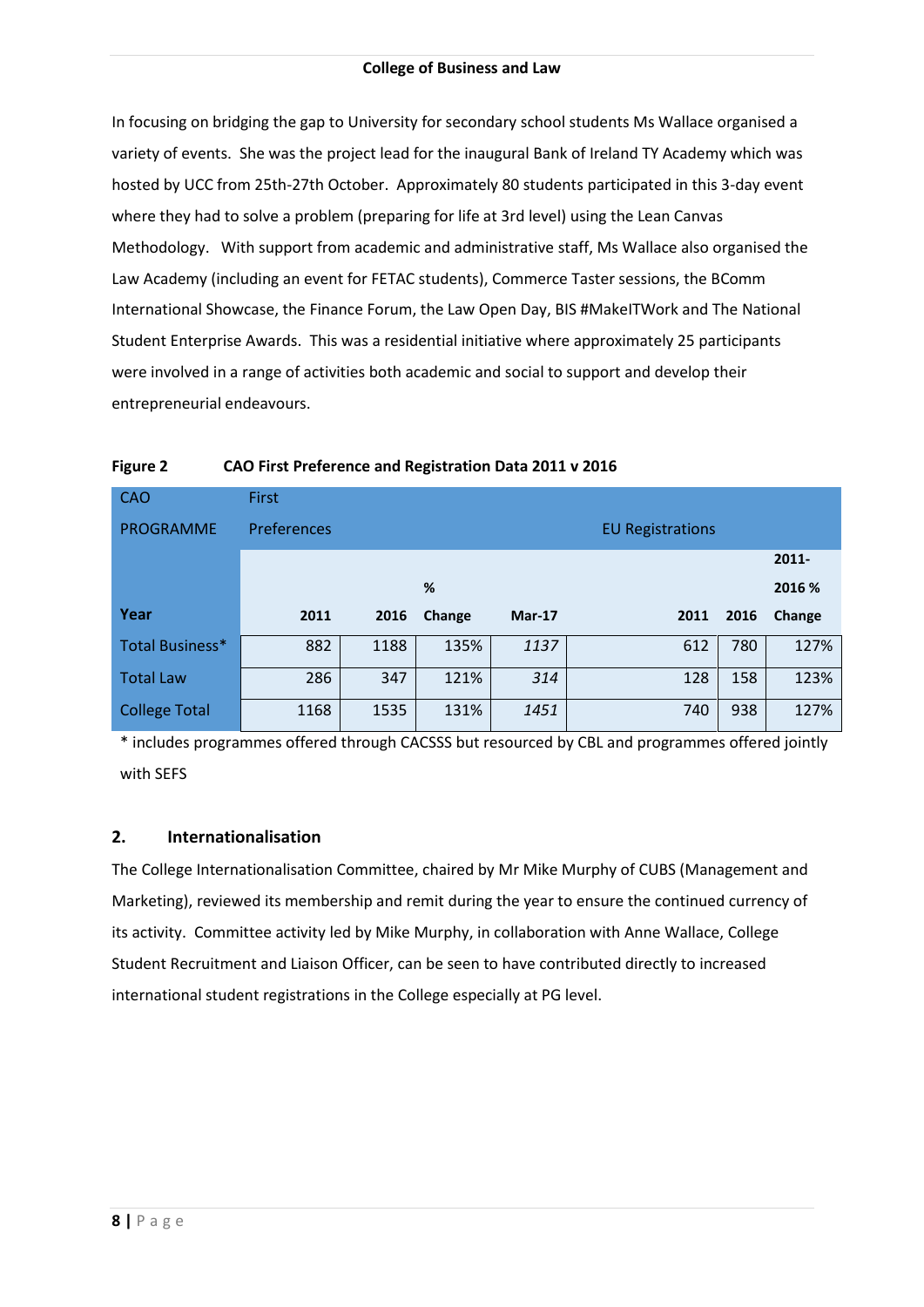In focusing on bridging the gap to University for secondary school students Ms Wallace organised a variety of events. She was the project lead for the inaugural Bank of Ireland TY Academy which was hosted by UCC from 25th-27th October. Approximately 80 students participated in this 3-day event where they had to solve a problem (preparing for life at 3rd level) using the Lean Canvas Methodology. With support from academic and administrative staff, Ms Wallace also organised the Law Academy (including an event for FETAC students), Commerce Taster sessions, the BComm International Showcase, the Finance Forum, the Law Open Day, BIS #MakeITWork and The National Student Enterprise Awards. This was a residential initiative where approximately 25 participants were involved in a range of activities both academic and social to support and develop their entrepreneurial endeavours.

**Figure 2 CAO First Preference and Registration Data 2011 v 2016**

| CAO PROGRAMME | First Preferences | | | | EU Registrations | | |
|---|---|---|---|---|---|---|---|
| **Year** | **2011** | **2016** | **% Change** | **Mar-17** | **2011** | **2016** | **2011-2016 % Change** |
| Total Business* | 882 | 1188 | 135% | *1137* | 612 | 780 | 127% |
| Total Law | 286 | 347 | 121% | *314* | 128 | 158 | 123% |
| College Total | 1168 | 1535 | 131% | *1451* | 740 | 938 | 127% |

* includes programmes offered through CACSSS but resourced by CBL and programmes offered jointly with SEFS

## 2. Internationalisation

The College Internationalisation Committee, chaired by Mr Mike Murphy of CUBS (Management and Marketing), reviewed its membership and remit during the year to ensure the continued currency of its activity. Committee activity led by Mike Murphy, in collaboration with Anne Wallace, College Student Recruitment and Liaison Officer, can be seen to have contributed directly to increased international student registrations in the College especially at PG level.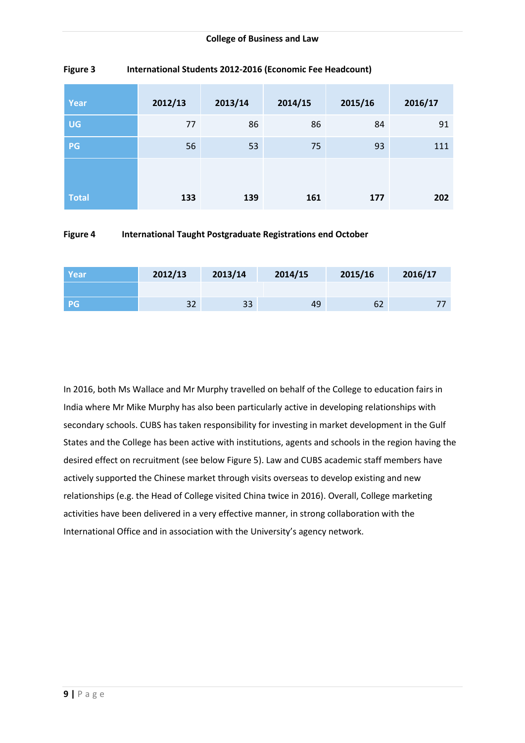**Figure 3 International Students 2012-2016 (Economic Fee Headcount)**

| Year | 2012/13 | 2013/14 | 2014/15 | 2015/16 | 2016/17 |
|---|---|---|---|---|---|
| UG | 77 | 86 | 86 | 84 | 91 |
| PG | 56 | 53 | 75 | 93 | 111 |
| **Total** | **133** | **139** | **161** | **177** | **202** |

**Figure 4 International Taught Postgraduate Registrations end October**

| Year | 2012/13 | 2013/14 | 2014/15 | 2015/16 | 2016/17 |
|---|---|---|---|---|---|
| PG | 32 | 33 | 49 | 62 | 77 |

In 2016, both Ms Wallace and Mr Murphy travelled on behalf of the College to education fairs in India where Mr Mike Murphy has also been particularly active in developing relationships with secondary schools. CUBS has taken responsibility for investing in market development in the Gulf States and the College has been active with institutions, agents and schools in the region having the desired effect on recruitment (see below Figure 5). Law and CUBS academic staff members have actively supported the Chinese market through visits overseas to develop existing and new relationships (e.g. the Head of College visited China twice in 2016). Overall, College marketing activities have been delivered in a very effective manner, in strong collaboration with the International Office and in association with the University's agency network.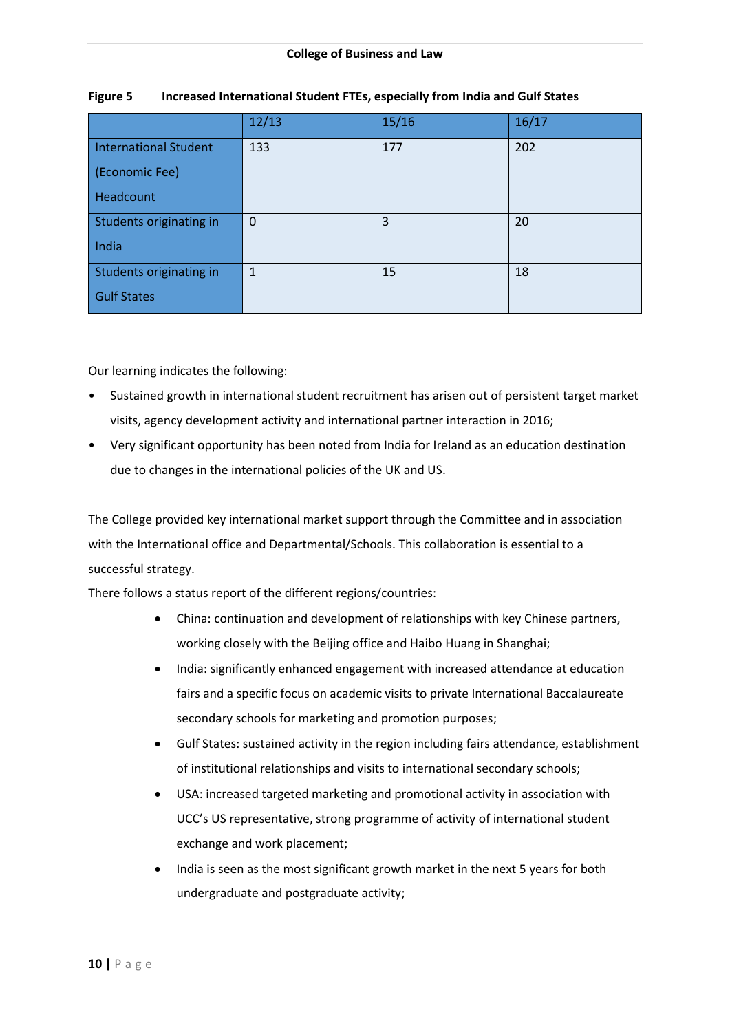**Figure 5 Increased International Student FTEs, especially from India and Gulf States**

| | 12/13 | 15/16 | 16/17 |
|---|---|---|---|
| International Student (Economic Fee) Headcount | 133 | 177 | 202 |
| Students originating in India | 0 | 3 | 20 |
| Students originating in Gulf States | 1 | 15 | 18 |

Our learning indicates the following:

- Sustained growth in international student recruitment has arisen out of persistent target market visits, agency development activity and international partner interaction in 2016;
- Very significant opportunity has been noted from India for Ireland as an education destination due to changes in the international policies of the UK and US.

The College provided key international market support through the Committee and in association with the International office and Departmental/Schools. This collaboration is essential to a successful strategy.

There follows a status report of the different regions/countries:

- China: continuation and development of relationships with key Chinese partners, working closely with the Beijing office and Haibo Huang in Shanghai;
- India: significantly enhanced engagement with increased attendance at education fairs and a specific focus on academic visits to private International Baccalaureate secondary schools for marketing and promotion purposes;
- Gulf States: sustained activity in the region including fairs attendance, establishment of institutional relationships and visits to international secondary schools;
- USA: increased targeted marketing and promotional activity in association with UCC's US representative, strong programme of activity of international student exchange and work placement;
- India is seen as the most significant growth market in the next 5 years for both undergraduate and postgraduate activity;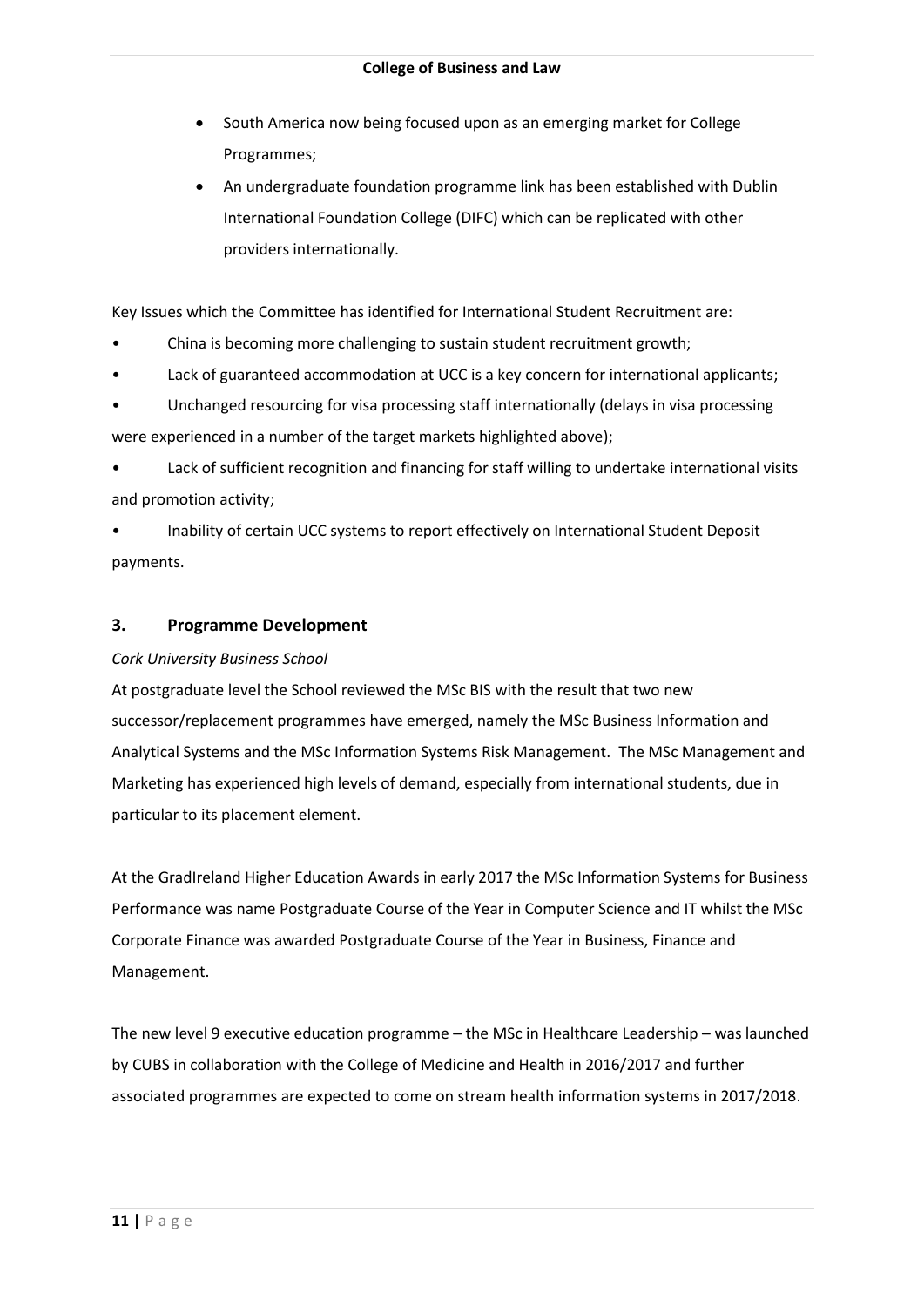- South America now being focused upon as an emerging market for College Programmes;
- An undergraduate foundation programme link has been established with Dublin International Foundation College (DIFC) which can be replicated with other providers internationally.

Key Issues which the Committee has identified for International Student Recruitment are:

- China is becoming more challenging to sustain student recruitment growth;
- Lack of guaranteed accommodation at UCC is a key concern for international applicants;
- Unchanged resourcing for visa processing staff internationally (delays in visa processing were experienced in a number of the target markets highlighted above);
- Lack of sufficient recognition and financing for staff willing to undertake international visits and promotion activity;
- Inability of certain UCC systems to report effectively on International Student Deposit payments.

## 3. Programme Development

*Cork University Business School*

At postgraduate level the School reviewed the MSc BIS with the result that two new successor/replacement programmes have emerged, namely the MSc Business Information and Analytical Systems and the MSc Information Systems Risk Management. The MSc Management and Marketing has experienced high levels of demand, especially from international students, due in particular to its placement element.

At the GradIreland Higher Education Awards in early 2017 the MSc Information Systems for Business Performance was name Postgraduate Course of the Year in Computer Science and IT whilst the MSc Corporate Finance was awarded Postgraduate Course of the Year in Business, Finance and Management.

The new level 9 executive education programme – the MSc in Healthcare Leadership – was launched by CUBS in collaboration with the College of Medicine and Health in 2016/2017 and further associated programmes are expected to come on stream health information systems in 2017/2018.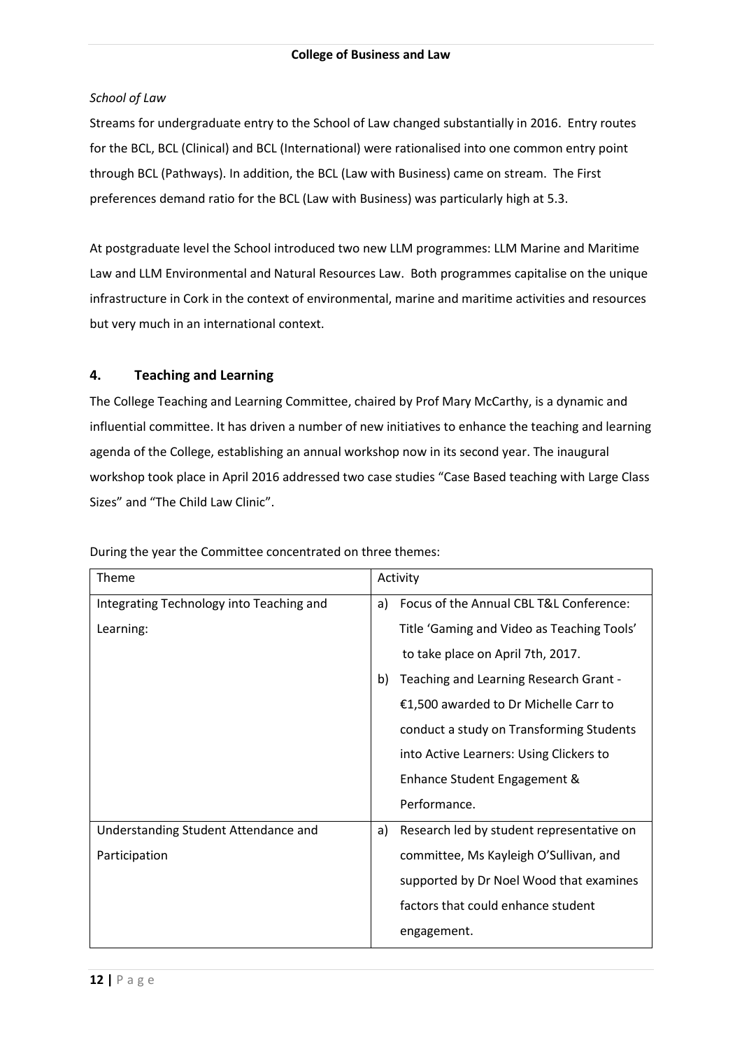*School of Law*

Streams for undergraduate entry to the School of Law changed substantially in 2016. Entry routes for the BCL, BCL (Clinical) and BCL (International) were rationalised into one common entry point through BCL (Pathways). In addition, the BCL (Law with Business) came on stream. The First preferences demand ratio for the BCL (Law with Business) was particularly high at 5.3.

At postgraduate level the School introduced two new LLM programmes: LLM Marine and Maritime Law and LLM Environmental and Natural Resources Law. Both programmes capitalise on the unique infrastructure in Cork in the context of environmental, marine and maritime activities and resources but very much in an international context.

## 4. Teaching and Learning

The College Teaching and Learning Committee, chaired by Prof Mary McCarthy, is a dynamic and influential committee. It has driven a number of new initiatives to enhance the teaching and learning agenda of the College, establishing an annual workshop now in its second year. The inaugural workshop took place in April 2016 addressed two case studies "Case Based teaching with Large Class Sizes" and "The Child Law Clinic".

During the year the Committee concentrated on three themes:

| Theme | Activity |
|---|---|
| Integrating Technology into Teaching and Learning: | a) Focus of the Annual CBL T&L Conference: Title 'Gaming and Video as Teaching Tools' to take place on April 7th, 2017.<br>b) Teaching and Learning Research Grant - €1,500 awarded to Dr Michelle Carr to conduct a study on Transforming Students into Active Learners: Using Clickers to Enhance Student Engagement & Performance. |
| Understanding Student Attendance and Participation | a) Research led by student representative on committee, Ms Kayleigh O'Sullivan, and supported by Dr Noel Wood that examines factors that could enhance student engagement. |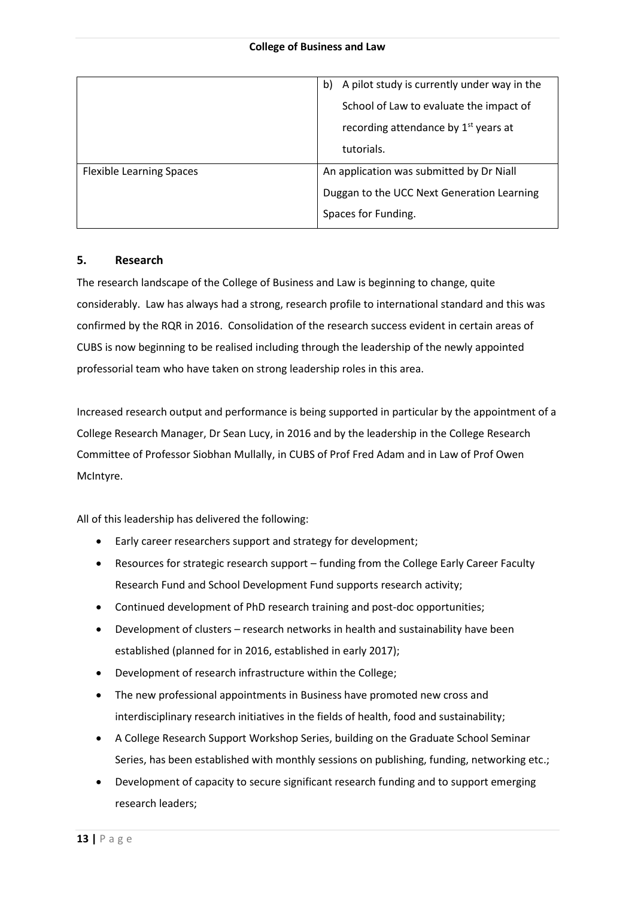| | |
|---|---|
| | b) A pilot study is currently under way in the School of Law to evaluate the impact of recording attendance by 1st years at tutorials. |
| Flexible Learning Spaces | An application was submitted by Dr Niall Duggan to the UCC Next Generation Learning Spaces for Funding. |

## 5. Research

The research landscape of the College of Business and Law is beginning to change, quite considerably. Law has always had a strong, research profile to international standard and this was confirmed by the RQR in 2016. Consolidation of the research success evident in certain areas of CUBS is now beginning to be realised including through the leadership of the newly appointed professorial team who have taken on strong leadership roles in this area.

Increased research output and performance is being supported in particular by the appointment of a College Research Manager, Dr Sean Lucy, in 2016 and by the leadership in the College Research Committee of Professor Siobhan Mullally, in CUBS of Prof Fred Adam and in Law of Prof Owen McIntyre.

All of this leadership has delivered the following:

- Early career researchers support and strategy for development;
- Resources for strategic research support – funding from the College Early Career Faculty Research Fund and School Development Fund supports research activity;
- Continued development of PhD research training and post-doc opportunities;
- Development of clusters – research networks in health and sustainability have been established (planned for in 2016, established in early 2017);
- Development of research infrastructure within the College;
- The new professional appointments in Business have promoted new cross and interdisciplinary research initiatives in the fields of health, food and sustainability;
- A College Research Support Workshop Series, building on the Graduate School Seminar Series, has been established with monthly sessions on publishing, funding, networking etc.;
- Development of capacity to secure significant research funding and to support emerging research leaders;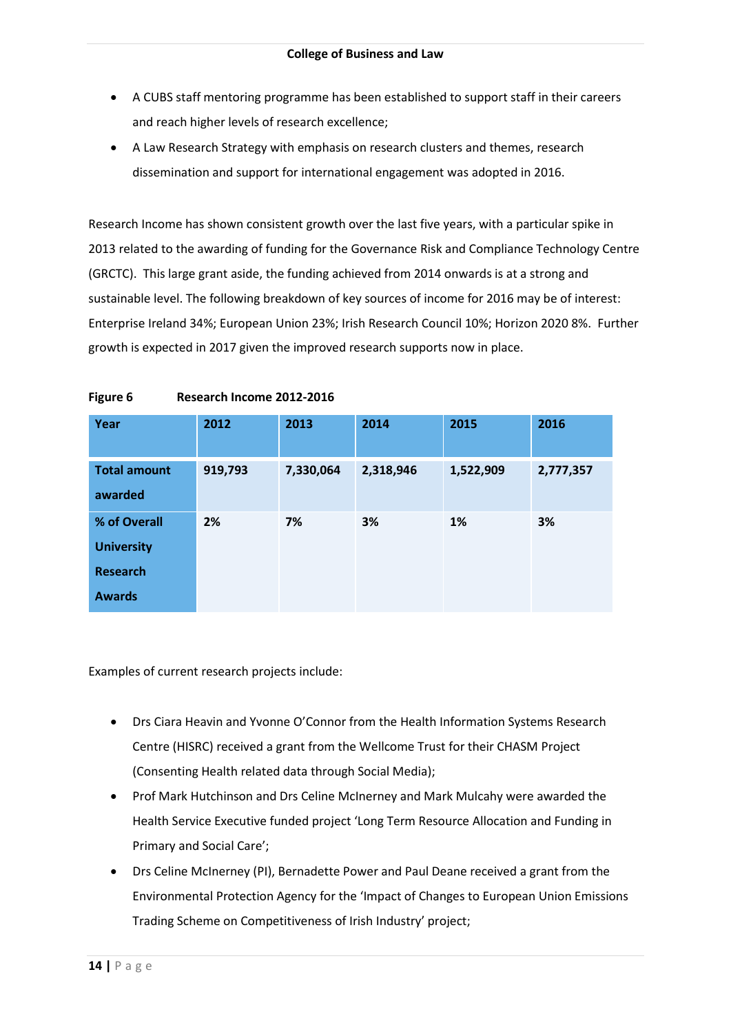- A CUBS staff mentoring programme has been established to support staff in their careers and reach higher levels of research excellence;
- A Law Research Strategy with emphasis on research clusters and themes, research dissemination and support for international engagement was adopted in 2016.

Research Income has shown consistent growth over the last five years, with a particular spike in 2013 related to the awarding of funding for the Governance Risk and Compliance Technology Centre (GRCTC). This large grant aside, the funding achieved from 2014 onwards is at a strong and sustainable level. The following breakdown of key sources of income for 2016 may be of interest: Enterprise Ireland 34%; European Union 23%; Irish Research Council 10%; Horizon 2020 8%. Further growth is expected in 2017 given the improved research supports now in place.

**Figure 6 Research Income 2012-2016**

| Year | 2012 | 2013 | 2014 | 2015 | 2016 |
|---|---|---|---|---|---|
| Total amount awarded | 919,793 | 7,330,064 | 2,318,946 | 1,522,909 | 2,777,357 |
| % of Overall University Research Awards | 2% | 7% | 3% | 1% | 3% |

Examples of current research projects include:

- Drs Ciara Heavin and Yvonne O'Connor from the Health Information Systems Research Centre (HISRC) received a grant from the Wellcome Trust for their CHASM Project (Consenting Health related data through Social Media);
- Prof Mark Hutchinson and Drs Celine McInerney and Mark Mulcahy were awarded the Health Service Executive funded project 'Long Term Resource Allocation and Funding in Primary and Social Care';
- Drs Celine McInerney (PI), Bernadette Power and Paul Deane received a grant from the Environmental Protection Agency for the 'Impact of Changes to European Union Emissions Trading Scheme on Competitiveness of Irish Industry' project;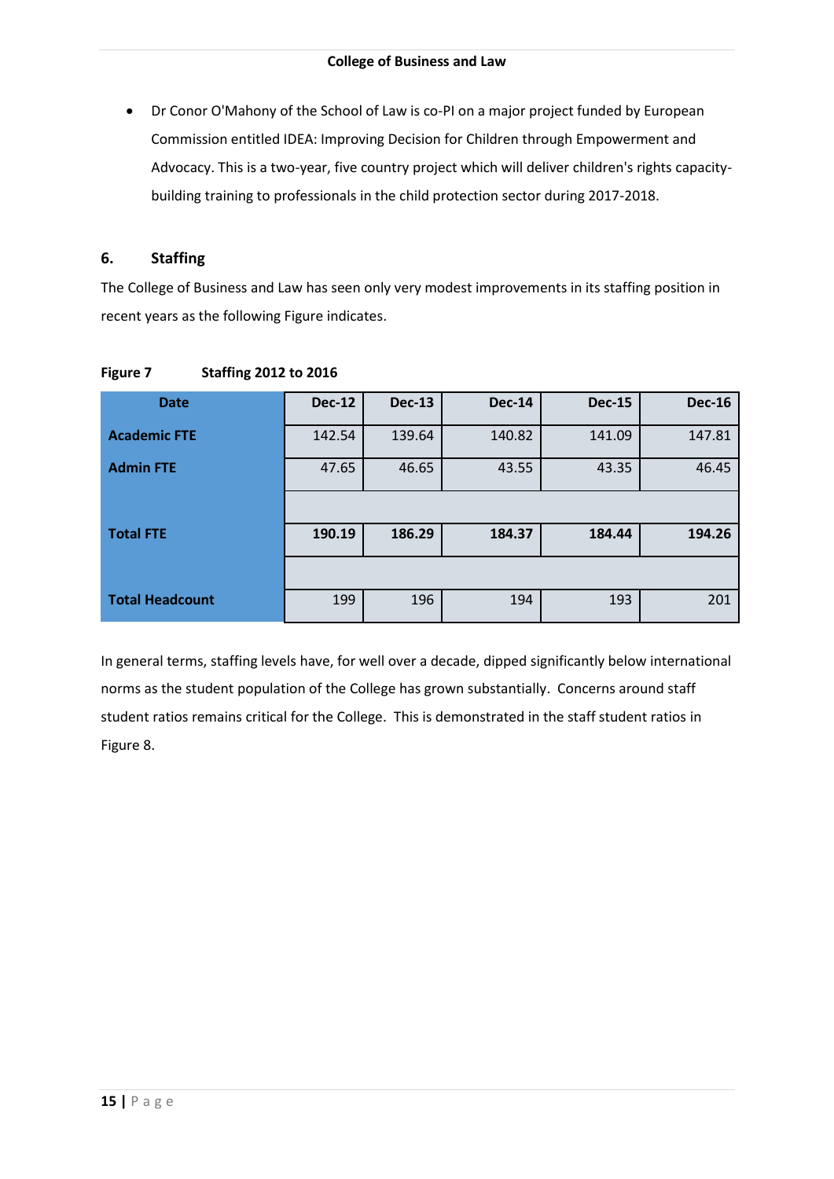- Dr Conor O'Mahony of the School of Law is co-PI on a major project funded by European Commission entitled IDEA: Improving Decision for Children through Empowerment and Advocacy. This is a two-year, five country project which will deliver children's rights capacity-building training to professionals in the child protection sector during 2017-2018.

## 6. Staffing

The College of Business and Law has seen only very modest improvements in its staffing position in recent years as the following Figure indicates.

**Figure 7 Staffing 2012 to 2016**

| Date | Dec-12 | Dec-13 | Dec-14 | Dec-15 | Dec-16 |
|---|---|---|---|---|---|
| **Academic FTE** | 142.54 | 139.64 | 140.82 | 141.09 | 147.81 |
| **Admin FTE** | 47.65 | 46.65 | 43.55 | 43.35 | 46.45 |
| | | | | | |
| **Total FTE** | **190.19** | **186.29** | **184.37** | **184.44** | **194.26** |
| | | | | | |
| **Total Headcount** | 199 | 196 | 194 | 193 | 201 |

In general terms, staffing levels have, for well over a decade, dipped significantly below international norms as the student population of the College has grown substantially. Concerns around staff student ratios remains critical for the College. This is demonstrated in the staff student ratios in Figure 8.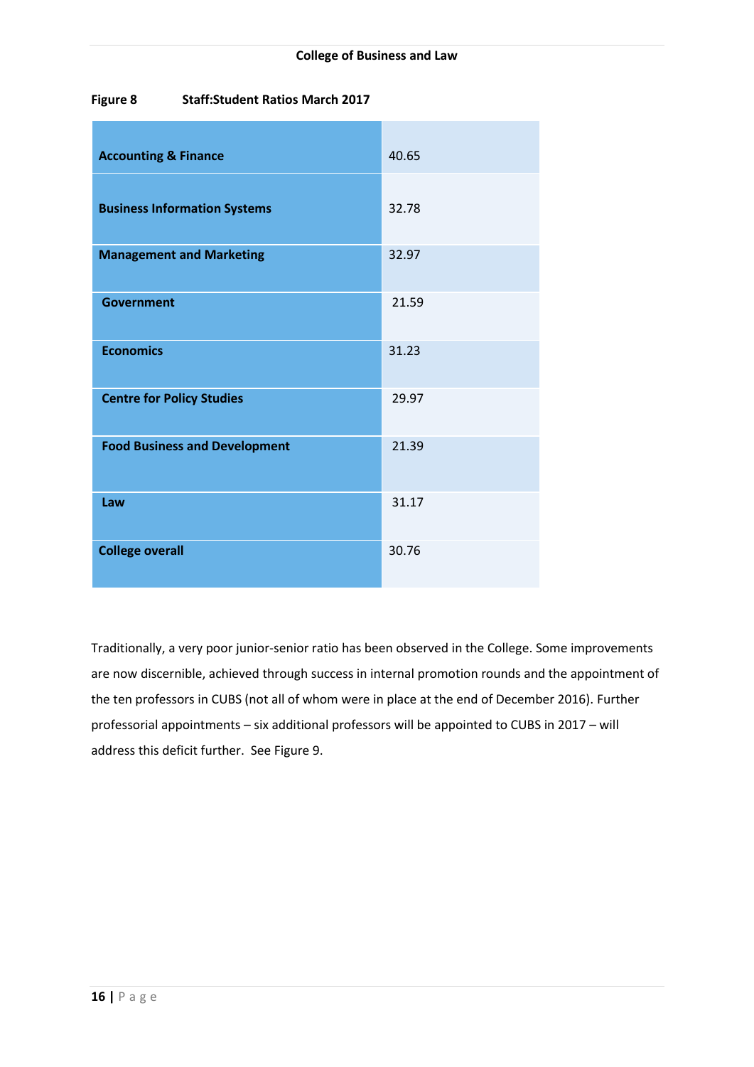**Figure 8	Staff:Student Ratios March 2017**

| | |
|---|---|
| **Accounting & Finance** | 40.65 |
| **Business Information Systems** | 32.78 |
| **Management and Marketing** | 32.97 |
| **Government** | 21.59 |
| **Economics** | 31.23 |
| **Centre for Policy Studies** | 29.97 |
| **Food Business and Development** | 21.39 |
| **Law** | 31.17 |
| **College overall** | 30.76 |

Traditionally, a very poor junior-senior ratio has been observed in the College. Some improvements are now discernible, achieved through success in internal promotion rounds and the appointment of the ten professors in CUBS (not all of whom were in place at the end of December 2016). Further professorial appointments – six additional professors will be appointed to CUBS in 2017 – will address this deficit further. See Figure 9.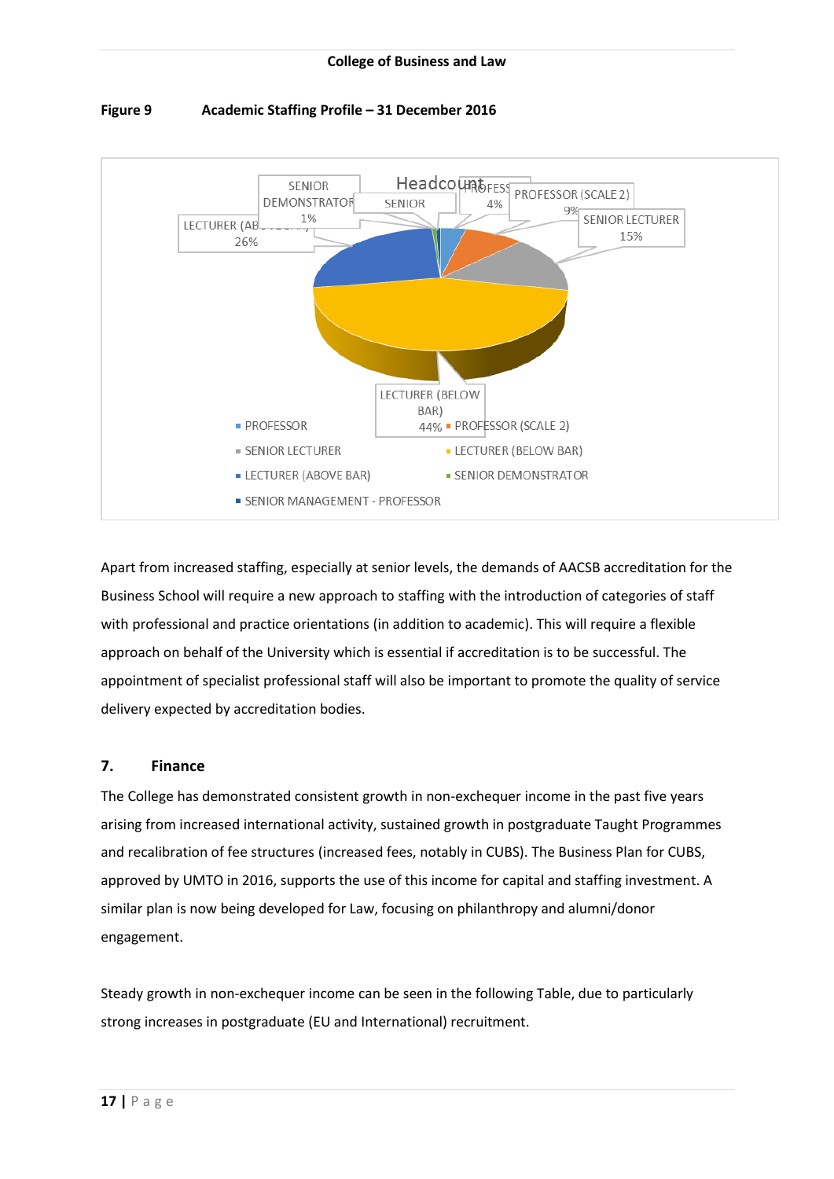**Figure 9 Academic Staffing Profile – 31 December 2016**

Headcount

- PROFESSOR 4%
- PROFESSOR (SCALE 2) 9%
- SENIOR LECTURER 15%
- LECTURER (BELOW BAR) 44%
- LECTURER (ABOVE BAR) 26%
- SENIOR DEMONSTRATOR 1%
- SENIOR MANAGEMENT - PROFESSOR

Apart from increased staffing, especially at senior levels, the demands of AACSB accreditation for the Business School will require a new approach to staffing with the introduction of categories of staff with professional and practice orientations (in addition to academic). This will require a flexible approach on behalf of the University which is essential if accreditation is to be successful. The appointment of specialist professional staff will also be important to promote the quality of service delivery expected by accreditation bodies.

## 7. Finance

The College has demonstrated consistent growth in non-exchequer income in the past five years arising from increased international activity, sustained growth in postgraduate Taught Programmes and recalibration of fee structures (increased fees, notably in CUBS). The Business Plan for CUBS, approved by UMTO in 2016, supports the use of this income for capital and staffing investment. A similar plan is now being developed for Law, focusing on philanthropy and alumni/donor engagement.

Steady growth in non-exchequer income can be seen in the following Table, due to particularly strong increases in postgraduate (EU and International) recruitment.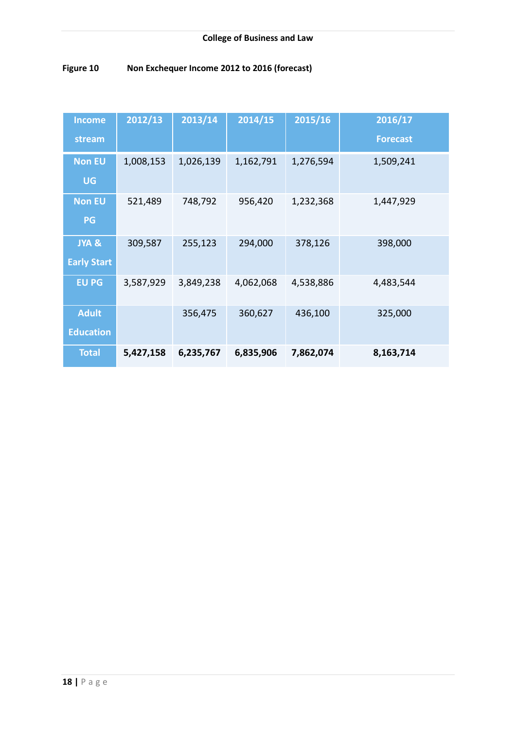**Figure 10 Non Exchequer Income 2012 to 2016 (forecast)**

| Income stream | 2012/13 | 2013/14 | 2014/15 | 2015/16 | 2016/17 Forecast |
|---|---|---|---|---|---|
| Non EU UG | 1,008,153 | 1,026,139 | 1,162,791 | 1,276,594 | 1,509,241 |
| Non EU PG | 521,489 | 748,792 | 956,420 | 1,232,368 | 1,447,929 |
| JYA & Early Start | 309,587 | 255,123 | 294,000 | 378,126 | 398,000 |
| EU PG | 3,587,929 | 3,849,238 | 4,062,068 | 4,538,886 | 4,483,544 |
| Adult Education | | 356,475 | 360,627 | 436,100 | 325,000 |
| Total | **5,427,158** | **6,235,767** | **6,835,906** | **7,862,074** | **8,163,714** |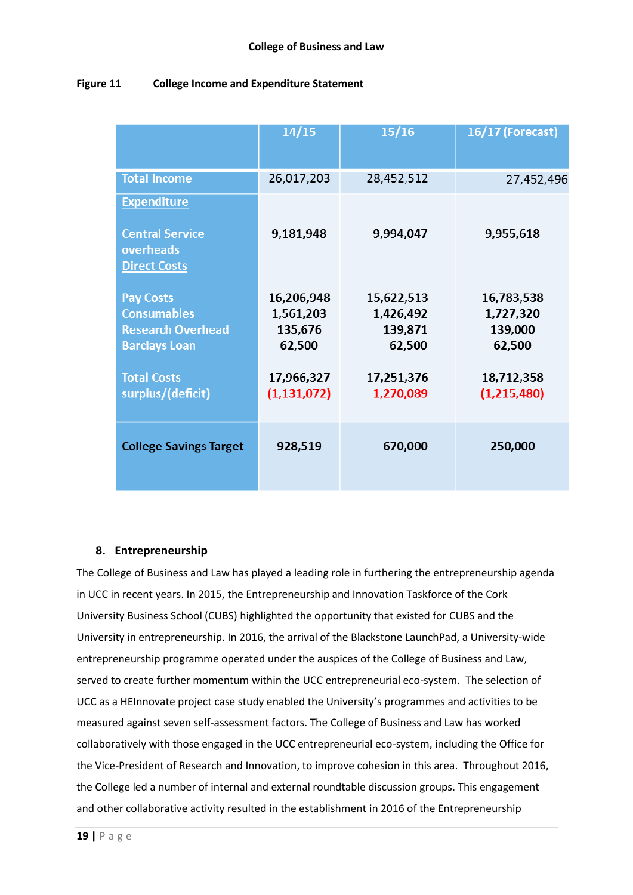**Figure 11 College Income and Expenditure Statement**

| | 14/15 | 15/16 | 16/17 (Forecast) |
|---|---|---|---|
| **Total Income** | 26,017,203 | 28,452,512 | 27,452,496 |
| **Expenditure** | | | |
| Central Service overheads | 9,181,948 | 9,994,047 | 9,955,618 |
| **Direct Costs** | | | |
| Pay Costs | 16,206,948 | 15,622,513 | 16,783,538 |
| Consumables | 1,561,203 | 1,426,492 | 1,727,320 |
| Research Overhead | 135,676 | 139,871 | 139,000 |
| Barclays Loan | 62,500 | 62,500 | 62,500 |
| Total Costs | 17,966,327 | 17,251,376 | 18,712,358 |
| surplus/(deficit) | (1,131,072) | 1,270,089 | (1,215,480) |
| **College Savings Target** | 928,519 | 670,000 | 250,000 |

## 8. Entrepreneurship

The College of Business and Law has played a leading role in furthering the entrepreneurship agenda in UCC in recent years. In 2015, the Entrepreneurship and Innovation Taskforce of the Cork University Business School (CUBS) highlighted the opportunity that existed for CUBS and the University in entrepreneurship. In 2016, the arrival of the Blackstone LaunchPad, a University-wide entrepreneurship programme operated under the auspices of the College of Business and Law, served to create further momentum within the UCC entrepreneurial eco-system. The selection of UCC as a HEInnovate project case study enabled the University's programmes and activities to be measured against seven self-assessment factors. The College of Business and Law has worked collaboratively with those engaged in the UCC entrepreneurial eco-system, including the Office for the Vice-President of Research and Innovation, to improve cohesion in this area. Throughout 2016, the College led a number of internal and external roundtable discussion groups. This engagement and other collaborative activity resulted in the establishment in 2016 of the Entrepreneurship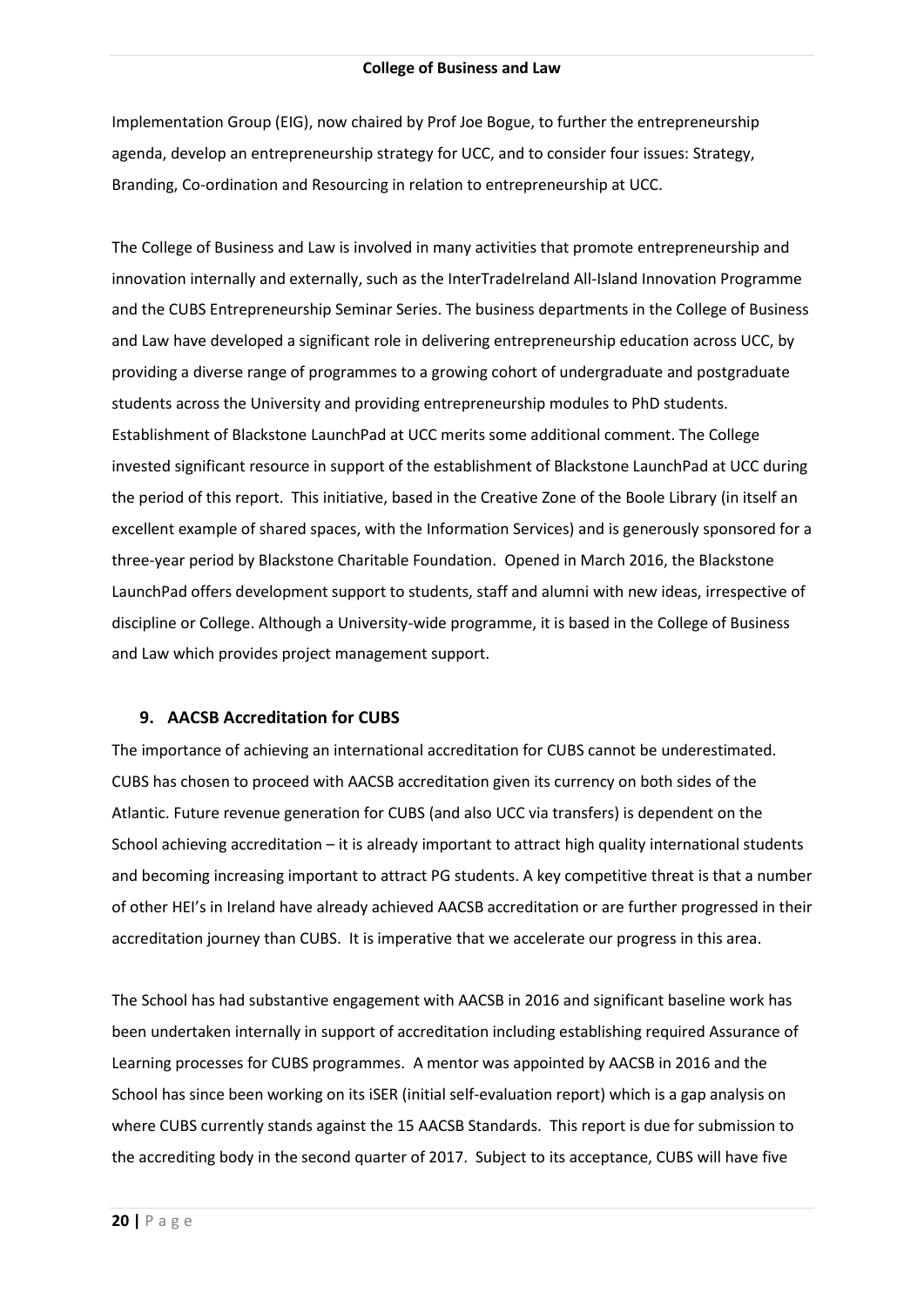Implementation Group (EIG), now chaired by Prof Joe Bogue, to further the entrepreneurship agenda, develop an entrepreneurship strategy for UCC, and to consider four issues: Strategy, Branding, Co-ordination and Resourcing in relation to entrepreneurship at UCC.

The College of Business and Law is involved in many activities that promote entrepreneurship and innovation internally and externally, such as the InterTradeIreland All-Island Innovation Programme and the CUBS Entrepreneurship Seminar Series. The business departments in the College of Business and Law have developed a significant role in delivering entrepreneurship education across UCC, by providing a diverse range of programmes to a growing cohort of undergraduate and postgraduate students across the University and providing entrepreneurship modules to PhD students. Establishment of Blackstone LaunchPad at UCC merits some additional comment. The College invested significant resource in support of the establishment of Blackstone LaunchPad at UCC during the period of this report. This initiative, based in the Creative Zone of the Boole Library (in itself an excellent example of shared spaces, with the Information Services) and is generously sponsored for a three-year period by Blackstone Charitable Foundation. Opened in March 2016, the Blackstone LaunchPad offers development support to students, staff and alumni with new ideas, irrespective of discipline or College. Although a University-wide programme, it is based in the College of Business and Law which provides project management support.

## 9. AACSB Accreditation for CUBS

The importance of achieving an international accreditation for CUBS cannot be underestimated. CUBS has chosen to proceed with AACSB accreditation given its currency on both sides of the Atlantic. Future revenue generation for CUBS (and also UCC via transfers) is dependent on the School achieving accreditation – it is already important to attract high quality international students and becoming increasing important to attract PG students. A key competitive threat is that a number of other HEI's in Ireland have already achieved AACSB accreditation or are further progressed in their accreditation journey than CUBS. It is imperative that we accelerate our progress in this area.

The School has had substantive engagement with AACSB in 2016 and significant baseline work has been undertaken internally in support of accreditation including establishing required Assurance of Learning processes for CUBS programmes. A mentor was appointed by AACSB in 2016 and the School has since been working on its iSER (initial self-evaluation report) which is a gap analysis on where CUBS currently stands against the 15 AACSB Standards. This report is due for submission to the accrediting body in the second quarter of 2017. Subject to its acceptance, CUBS will have five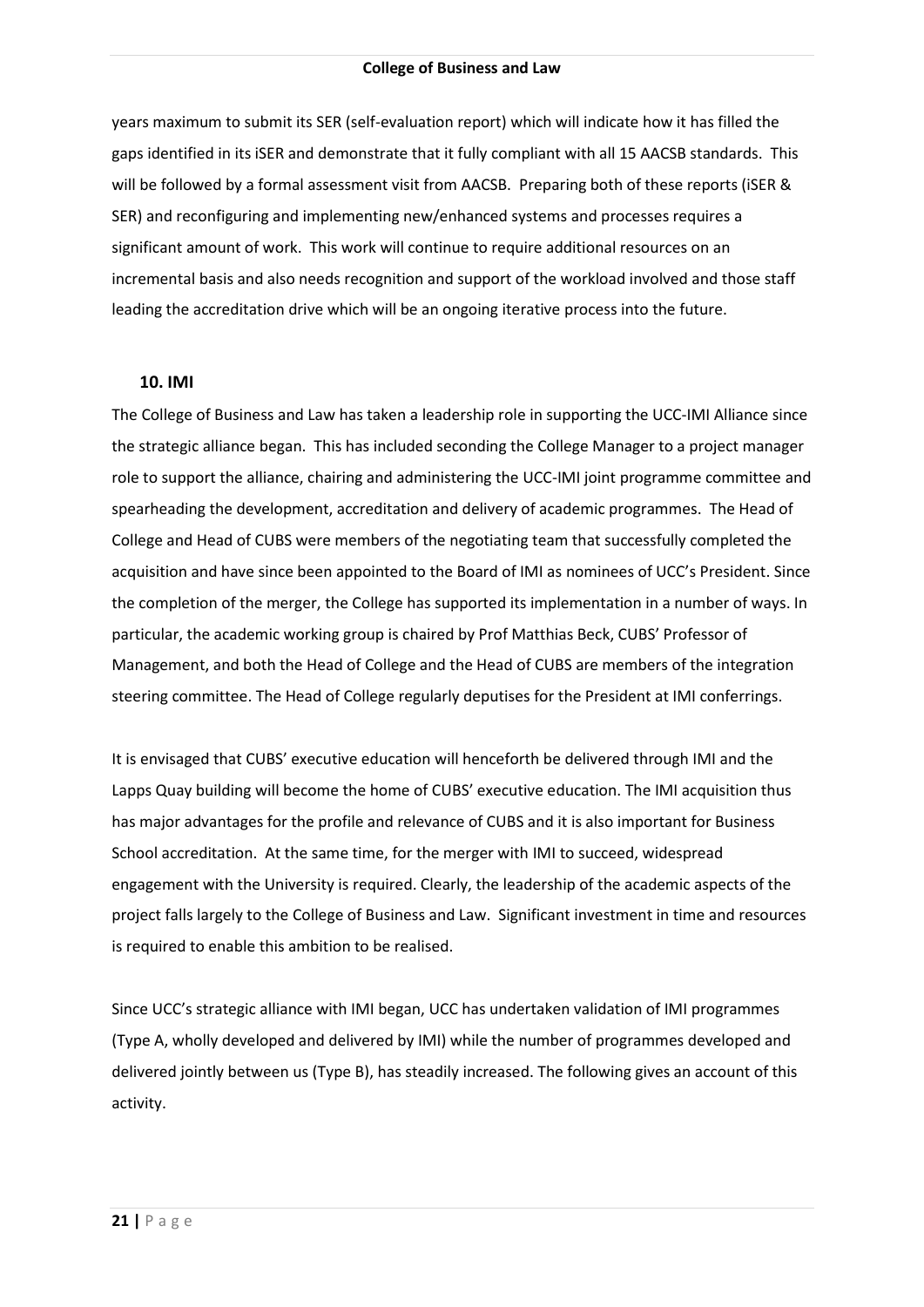years maximum to submit its SER (self-evaluation report) which will indicate how it has filled the gaps identified in its iSER and demonstrate that it fully compliant with all 15 AACSB standards. This will be followed by a formal assessment visit from AACSB. Preparing both of these reports (iSER & SER) and reconfiguring and implementing new/enhanced systems and processes requires a significant amount of work. This work will continue to require additional resources on an incremental basis and also needs recognition and support of the workload involved and those staff leading the accreditation drive which will be an ongoing iterative process into the future.

## 10. IMI

The College of Business and Law has taken a leadership role in supporting the UCC-IMI Alliance since the strategic alliance began. This has included seconding the College Manager to a project manager role to support the alliance, chairing and administering the UCC-IMI joint programme committee and spearheading the development, accreditation and delivery of academic programmes. The Head of College and Head of CUBS were members of the negotiating team that successfully completed the acquisition and have since been appointed to the Board of IMI as nominees of UCC's President. Since the completion of the merger, the College has supported its implementation in a number of ways. In particular, the academic working group is chaired by Prof Matthias Beck, CUBS' Professor of Management, and both the Head of College and the Head of CUBS are members of the integration steering committee. The Head of College regularly deputises for the President at IMI conferrings.

It is envisaged that CUBS' executive education will henceforth be delivered through IMI and the Lapps Quay building will become the home of CUBS' executive education. The IMI acquisition thus has major advantages for the profile and relevance of CUBS and it is also important for Business School accreditation. At the same time, for the merger with IMI to succeed, widespread engagement with the University is required. Clearly, the leadership of the academic aspects of the project falls largely to the College of Business and Law. Significant investment in time and resources is required to enable this ambition to be realised.

Since UCC's strategic alliance with IMI began, UCC has undertaken validation of IMI programmes (Type A, wholly developed and delivered by IMI) while the number of programmes developed and delivered jointly between us (Type B), has steadily increased. The following gives an account of this activity.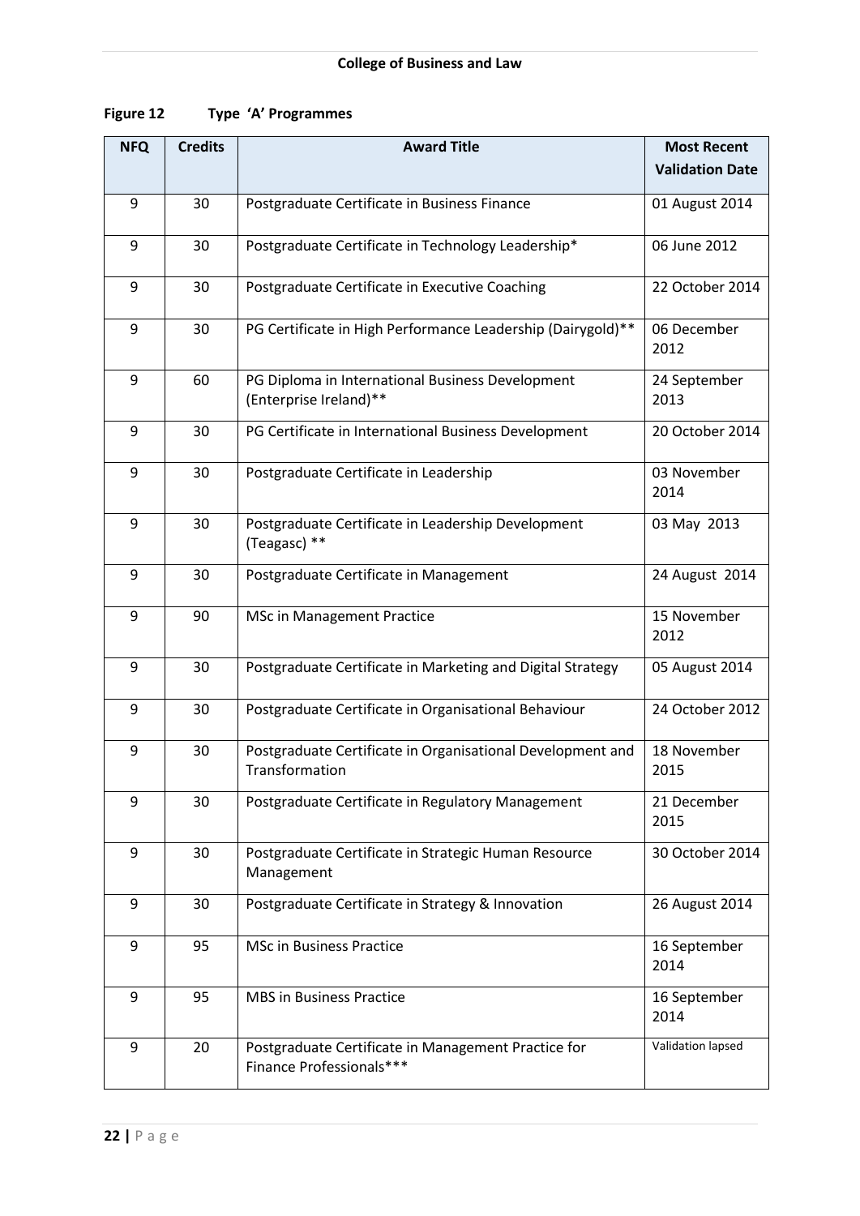**Figure 12 Type 'A' Programmes**

| NFQ | Credits | Award Title | Most Recent Validation Date |
|---|---|---|---|
| 9 | 30 | Postgraduate Certificate in Business Finance | 01 August 2014 |
| 9 | 30 | Postgraduate Certificate in Technology Leadership* | 06 June 2012 |
| 9 | 30 | Postgraduate Certificate in Executive Coaching | 22 October 2014 |
| 9 | 30 | PG Certificate in High Performance Leadership (Dairygold)** | 06 December 2012 |
| 9 | 60 | PG Diploma in International Business Development (Enterprise Ireland)** | 24 September 2013 |
| 9 | 30 | PG Certificate in International Business Development | 20 October 2014 |
| 9 | 30 | Postgraduate Certificate in Leadership | 03 November 2014 |
| 9 | 30 | Postgraduate Certificate in Leadership Development (Teagasc) ** | 03 May 2013 |
| 9 | 30 | Postgraduate Certificate in Management | 24 August 2014 |
| 9 | 90 | MSc in Management Practice | 15 November 2012 |
| 9 | 30 | Postgraduate Certificate in Marketing and Digital Strategy | 05 August 2014 |
| 9 | 30 | Postgraduate Certificate in Organisational Behaviour | 24 October 2012 |
| 9 | 30 | Postgraduate Certificate in Organisational Development and Transformation | 18 November 2015 |
| 9 | 30 | Postgraduate Certificate in Regulatory Management | 21 December 2015 |
| 9 | 30 | Postgraduate Certificate in Strategic Human Resource Management | 30 October 2014 |
| 9 | 30 | Postgraduate Certificate in Strategy & Innovation | 26 August 2014 |
| 9 | 95 | MSc in Business Practice | 16 September 2014 |
| 9 | 95 | MBS in Business Practice | 16 September 2014 |
| 9 | 20 | Postgraduate Certificate in Management Practice for Finance Professionals*** | Validation lapsed |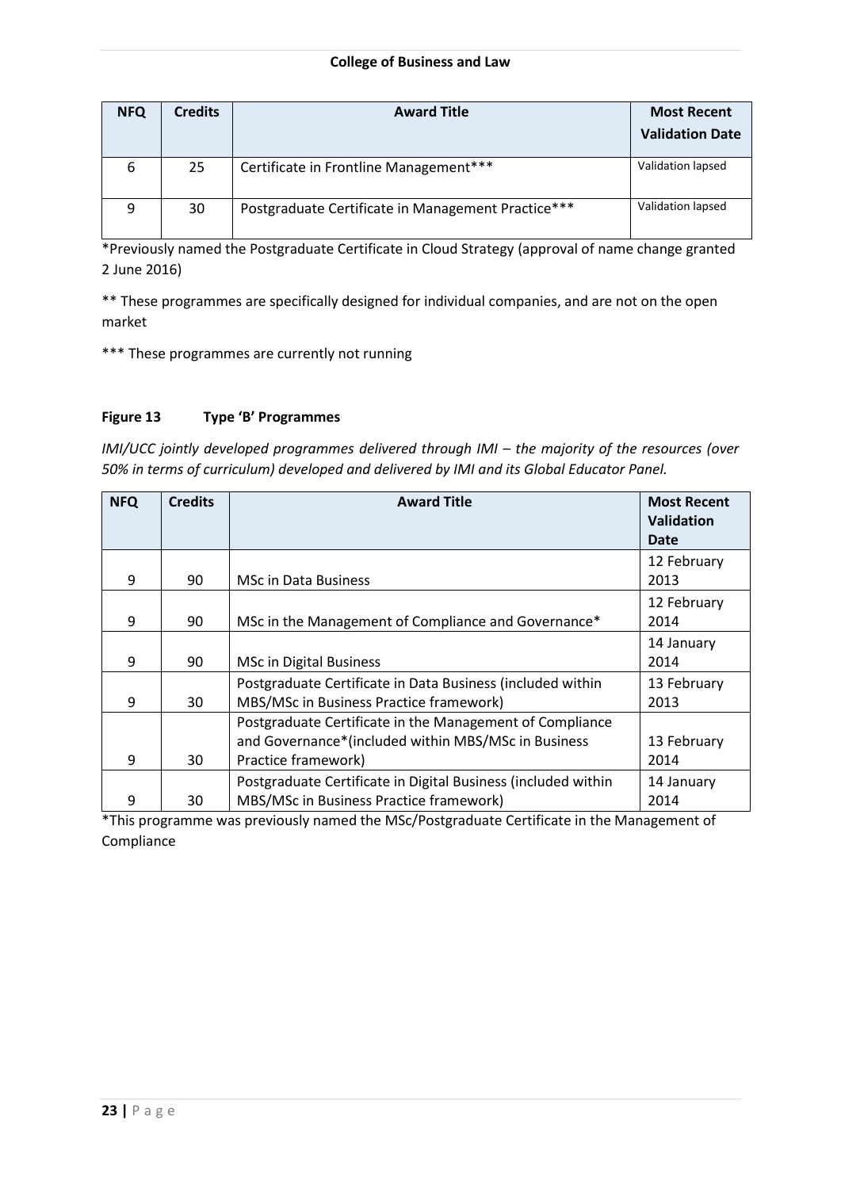| NFQ | Credits | Award Title | Most Recent Validation Date |
| --- | --- | --- | --- |
| 6 | 25 | Certificate in Frontline Management*** | Validation lapsed |
| 9 | 30 | Postgraduate Certificate in Management Practice*** | Validation lapsed |

*Previously named the Postgraduate Certificate in Cloud Strategy (approval of name change granted 2 June 2016)

** These programmes are specifically designed for individual companies, and are not on the open market

*** These programmes are currently not running

#### Figure 13 Type 'B' Programmes

*IMI/UCC jointly developed programmes delivered through IMI – the majority of the resources (over 50% in terms of curriculum) developed and delivered by IMI and its Global Educator Panel.*

| NFQ | Credits | Award Title | Most Recent Validation Date |
| --- | --- | --- | --- |
| 9 | 90 | MSc in Data Business | 12 February 2013 |
| 9 | 90 | MSc in the Management of Compliance and Governance* | 12 February 2014 |
| 9 | 90 | MSc in Digital Business | 14 January 2014 |
| 9 | 30 | Postgraduate Certificate in Data Business (included within MBS/MSc in Business Practice framework) | 13 February 2013 |
| 9 | 30 | Postgraduate Certificate in the Management of Compliance and Governance*(included within MBS/MSc in Business Practice framework) | 13 February 2014 |
| 9 | 30 | Postgraduate Certificate in Digital Business (included within MBS/MSc in Business Practice framework) | 14 January 2014 |

*This programme was previously named the MSc/Postgraduate Certificate in the Management of Compliance